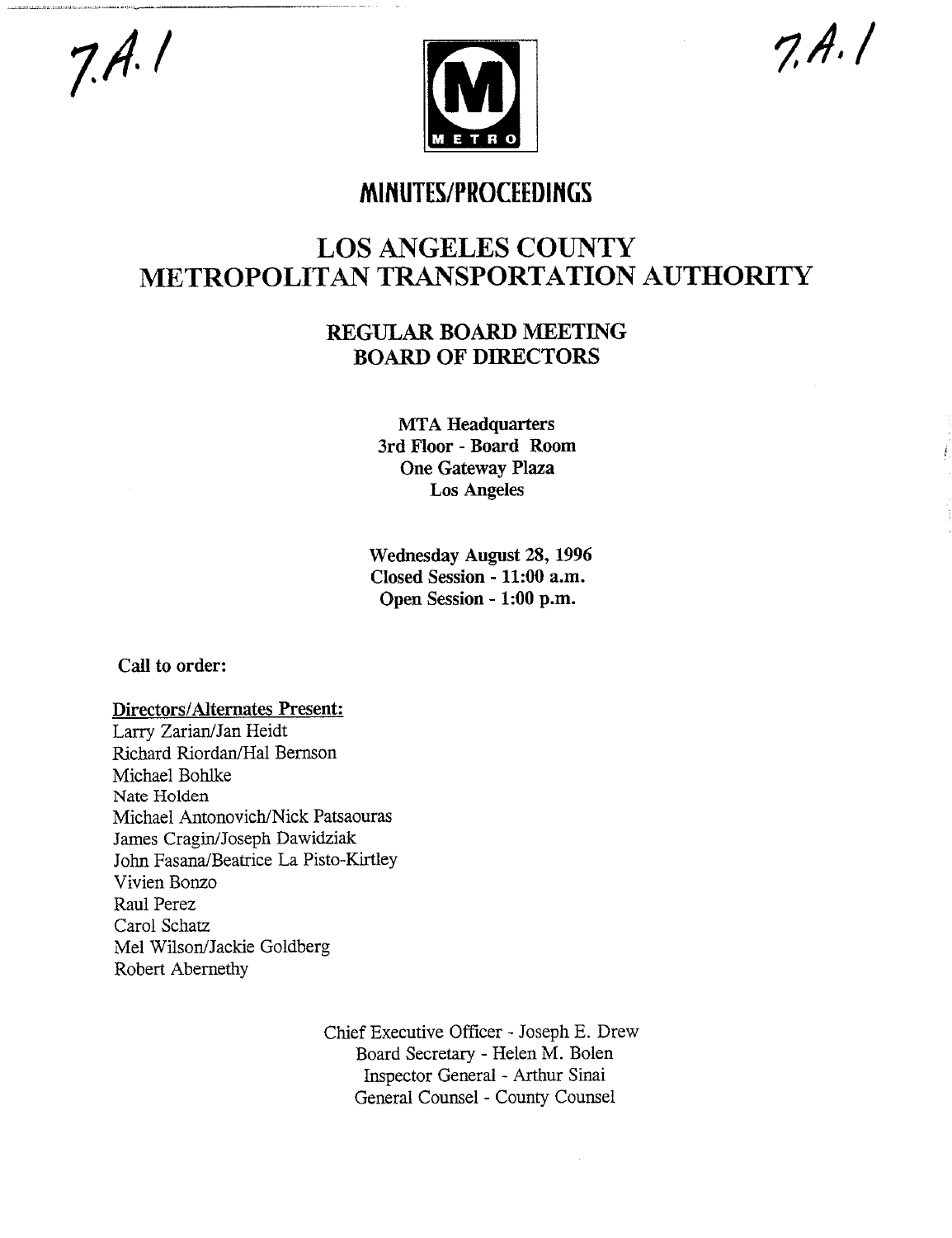7.A.1

7.A.1

# MINUTES/PROCEEDINGS

# LOS ANGELES COUNTY METROPOLITAN TRANSPORTATION AUTHORITY

## REGULAR BOARD MEETING BOARD OF DIRECTORS

**MTA Headquarters**
**3rd Floor - Board Room**
**One Gateway Plaza**
**Los Angeles**

**Wednesday August 28, 1996**
**Closed Session - 11:00 a.m.**
**Open Session - 1:00 p.m.**

**Call to order:**

**Directors/Alternates Present:**

Larry Zarian/Jan Heidt
Richard Riordan/Hal Bernson
Michael Bohlke
Nate Holden
Michael Antonovich/Nick Patsaouras
James Cragin/Joseph Dawidziak
John Fasana/Beatrice La Pisto-Kirtley
Vivien Bonzo
Raul Perez
Carol Schatz
Mel Wilson/Jackie Goldberg
Robert Abernethy

Chief Executive Officer - Joseph E. Drew
Board Secretary - Helen M. Bolen
Inspector General - Arthur Sinai
General Counsel - County Counsel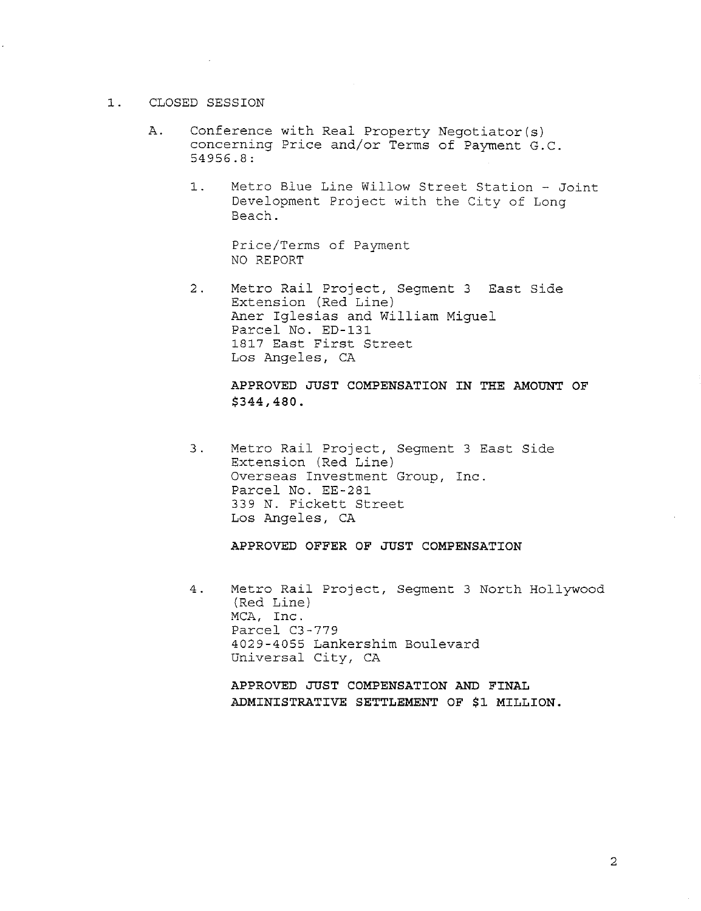1. CLOSED SESSION

   A. Conference with Real Property Negotiator(s) concerning Price and/or Terms of Payment G.C. 54956.8:

      1. Metro Blue Line Willow Street Station - Joint Development Project with the City of Long Beach.

         Price/Terms of Payment
         NO REPORT

      2. Metro Rail Project, Segment 3 East Side Extension (Red Line)
         Aner Iglesias and William Miguel
         Parcel No. ED-131
         1817 East First Street
         Los Angeles, CA

         **APPROVED JUST COMPENSATION IN THE AMOUNT OF $344,480.**

      3. Metro Rail Project, Segment 3 East Side Extension (Red Line)
         Overseas Investment Group, Inc.
         Parcel No. EE-281
         339 N. Fickett Street
         Los Angeles, CA

         **APPROVED OFFER OF JUST COMPENSATION**

      4. Metro Rail Project, Segment 3 North Hollywood (Red Line)
         MCA, Inc.
         Parcel C3-779
         4029-4055 Lankershim Boulevard
         Universal City, CA

         **APPROVED JUST COMPENSATION AND FINAL ADMINISTRATIVE SETTLEMENT OF $1 MILLION.**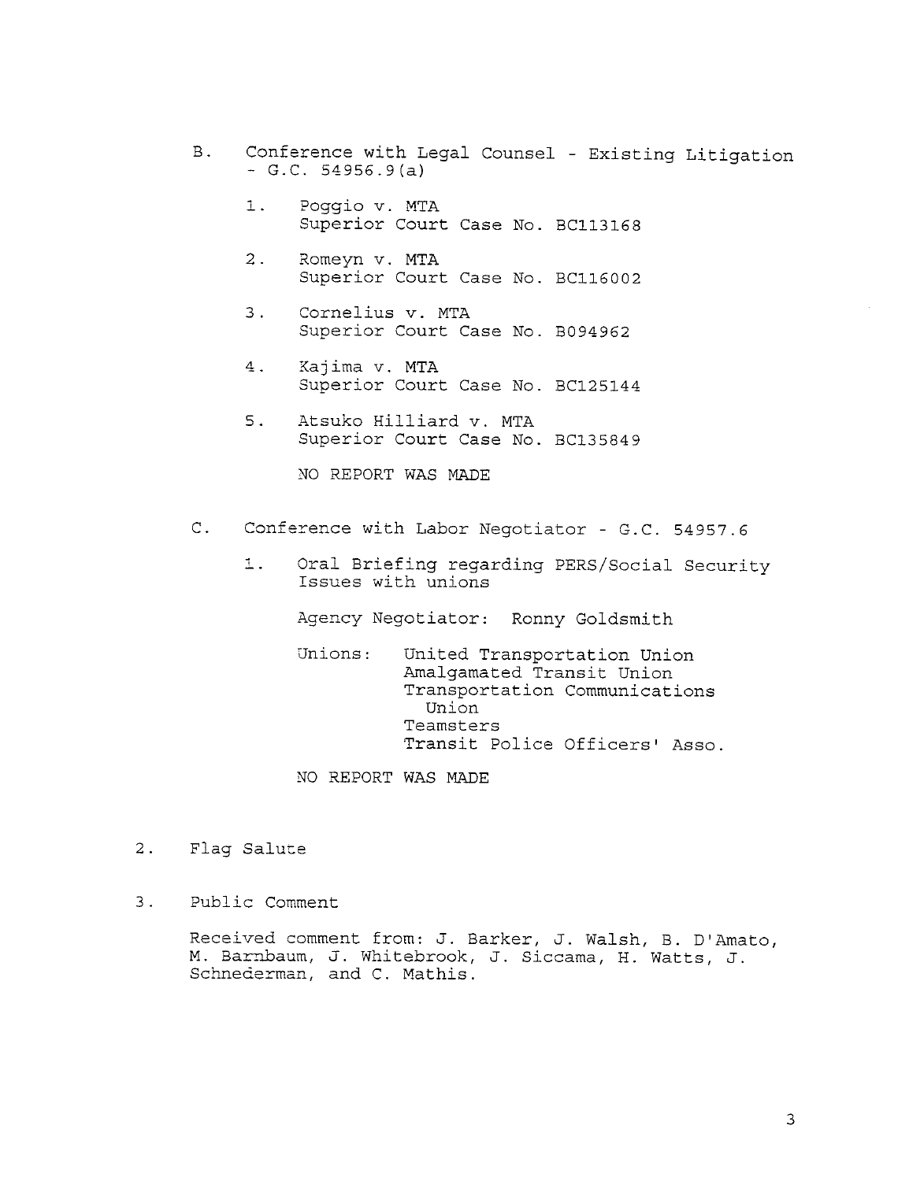B. Conference with Legal Counsel - Existing Litigation - G.C. 54956.9(a)

1. Poggio v. MTA
   Superior Court Case No. BC113168

2. Romeyn v. MTA
   Superior Court Case No. BC116002

3. Cornelius v. MTA
   Superior Court Case No. B094962

4. Kajima v. MTA
   Superior Court Case No. BC125144

5. Atsuko Hilliard v. MTA
   Superior Court Case No. BC135849

   NO REPORT WAS MADE

C. Conference with Labor Negotiator - G.C. 54957.6

1. Oral Briefing regarding PERS/Social Security Issues with unions

   Agency Negotiator: Ronny Goldsmith

   Unions: United Transportation Union
   Amalgamated Transit Union
   Transportation Communications Union
   Teamsters
   Transit Police Officers' Asso.

   NO REPORT WAS MADE

2. Flag Salute

3. Public Comment

   Received comment from: J. Barker, J. Walsh, B. D'Amato, M. Barnbaum, J. Whitebrook, J. Siccama, H. Watts, J. Schnederman, and C. Mathis.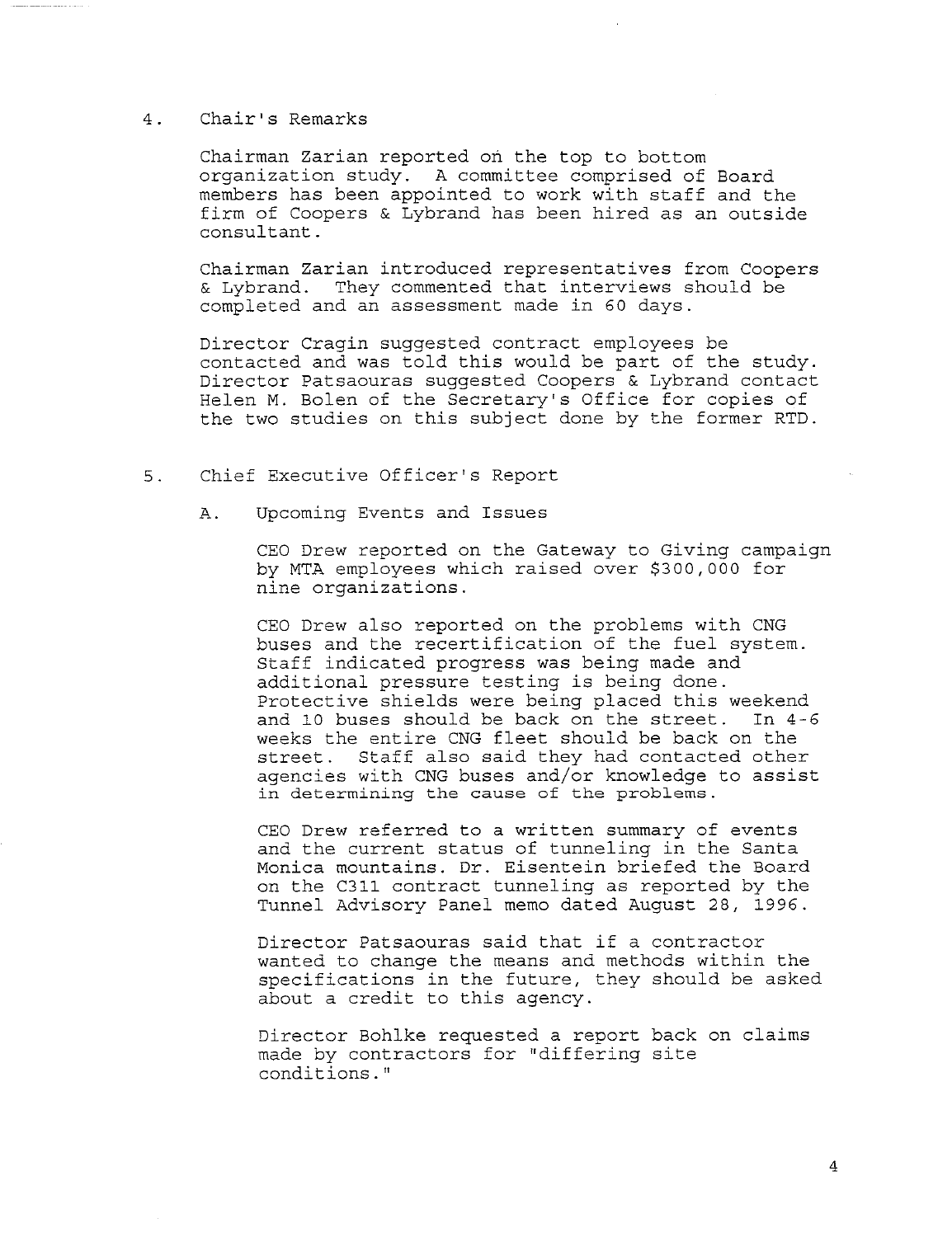4. Chair's Remarks

Chairman Zarian reported on the top to bottom organization study. A committee comprised of Board members has been appointed to work with staff and the firm of Coopers & Lybrand has been hired as an outside consultant.

Chairman Zarian introduced representatives from Coopers & Lybrand. They commented that interviews should be completed and an assessment made in 60 days.

Director Cragin suggested contract employees be contacted and was told this would be part of the study. Director Patsaouras suggested Coopers & Lybrand contact Helen M. Bolen of the Secretary's Office for copies of the two studies on this subject done by the former RTD.

5. Chief Executive Officer's Report

A. Upcoming Events and Issues

CEO Drew reported on the Gateway to Giving campaign by MTA employees which raised over $300,000 for nine organizations.

CEO Drew also reported on the problems with CNG buses and the recertification of the fuel system. Staff indicated progress was being made and additional pressure testing is being done. Protective shields were being placed this weekend and 10 buses should be back on the street. In 4-6 weeks the entire CNG fleet should be back on the street. Staff also said they had contacted other agencies with CNG buses and/or knowledge to assist in determining the cause of the problems.

CEO Drew referred to a written summary of events and the current status of tunneling in the Santa Monica mountains. Dr. Eisentein briefed the Board on the C311 contract tunneling as reported by the Tunnel Advisory Panel memo dated August 28, 1996.

Director Patsaouras said that if a contractor wanted to change the means and methods within the specifications in the future, they should be asked about a credit to this agency.

Director Bohlke requested a report back on claims made by contractors for "differing site conditions."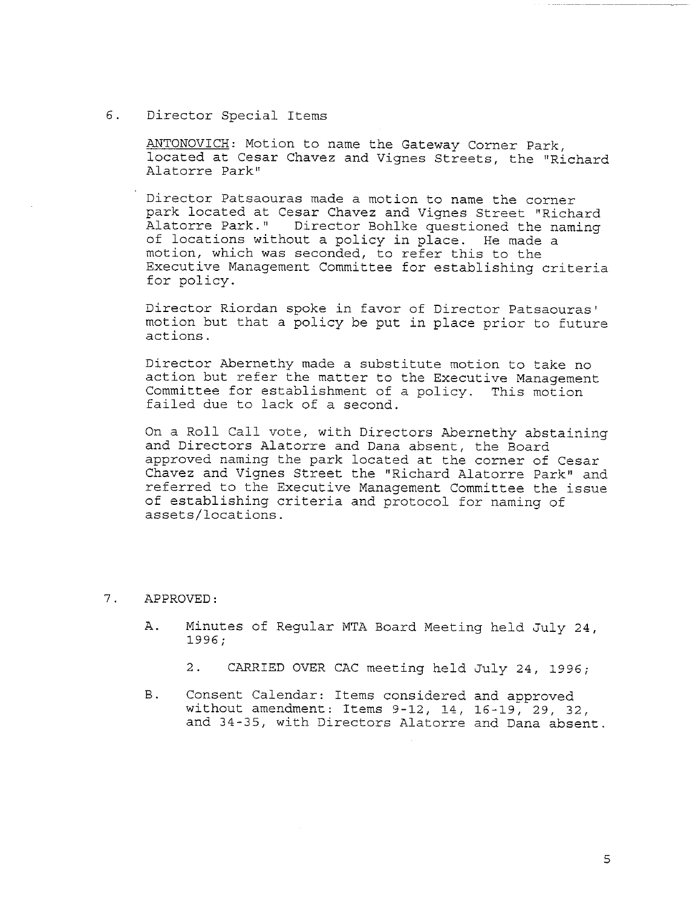6. Director Special Items

   ANTONOVICH: Motion to name the Gateway Corner Park, located at Cesar Chavez and Vignes Streets, the "Richard Alatorre Park"

   Director Patsaouras made a motion to name the corner park located at Cesar Chavez and Vignes Street "Richard Alatorre Park." Director Bohlke questioned the naming of locations without a policy in place. He made a motion, which was seconded, to refer this to the Executive Management Committee for establishing criteria for policy.

   Director Riordan spoke in favor of Director Patsaouras' motion but that a policy be put in place prior to future actions.

   Director Abernethy made a substitute motion to take no action but refer the matter to the Executive Management Committee for establishment of a policy. This motion failed due to lack of a second.

   On a Roll Call vote, with Directors Abernethy abstaining and Directors Alatorre and Dana absent, the Board approved naming the park located at the corner of Cesar Chavez and Vignes Street the "Richard Alatorre Park" and referred to the Executive Management Committee the issue of establishing criteria and protocol for naming of assets/locations.

7. APPROVED:

   A. Minutes of Regular MTA Board Meeting held July 24, 1996;

      2. CARRIED OVER CAC meeting held July 24, 1996;

   B. Consent Calendar: Items considered and approved without amendment: Items 9-12, 14, 16-19, 29, 32, and 34-35, with Directors Alatorre and Dana absent.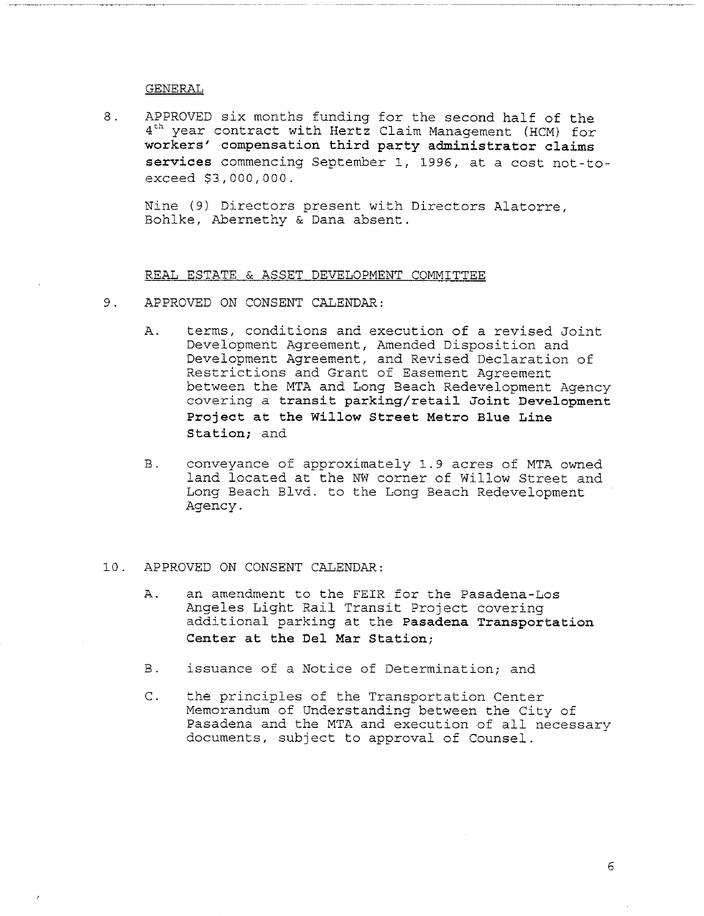GENERAL

8. APPROVED six months funding for the second half of the 4th year contract with Hertz Claim Management (HCM) for **workers' compensation third party administrator claims services** commencing September 1, 1996, at a cost not-to-exceed $3,000,000.

   Nine (9) Directors present with Directors Alatorre, Bohlke, Abernethy & Dana absent.

REAL ESTATE & ASSET DEVELOPMENT COMMITTEE

9. APPROVED ON CONSENT CALENDAR:

   A. terms, conditions and execution of a revised Joint Development Agreement, Amended Disposition and Development Agreement, and Revised Declaration of Restrictions and Grant of Easement Agreement between the MTA and Long Beach Redevelopment Agency covering a **transit parking/retail Joint Development Project at the Willow Street Metro Blue Line Station;** and

   B. conveyance of approximately 1.9 acres of MTA owned land located at the NW corner of Willow Street and Long Beach Blvd. to the Long Beach Redevelopment Agency.

10. APPROVED ON CONSENT CALENDAR:

   A. an amendment to the FEIR for the Pasadena-Los Angeles Light Rail Transit Project covering additional parking at the **Pasadena Transportation Center at the Del Mar Station;**

   B. issuance of a Notice of Determination; and

   C. the principles of the Transportation Center Memorandum of Understanding between the City of Pasadena and the MTA and execution of all necessary documents, subject to approval of Counsel.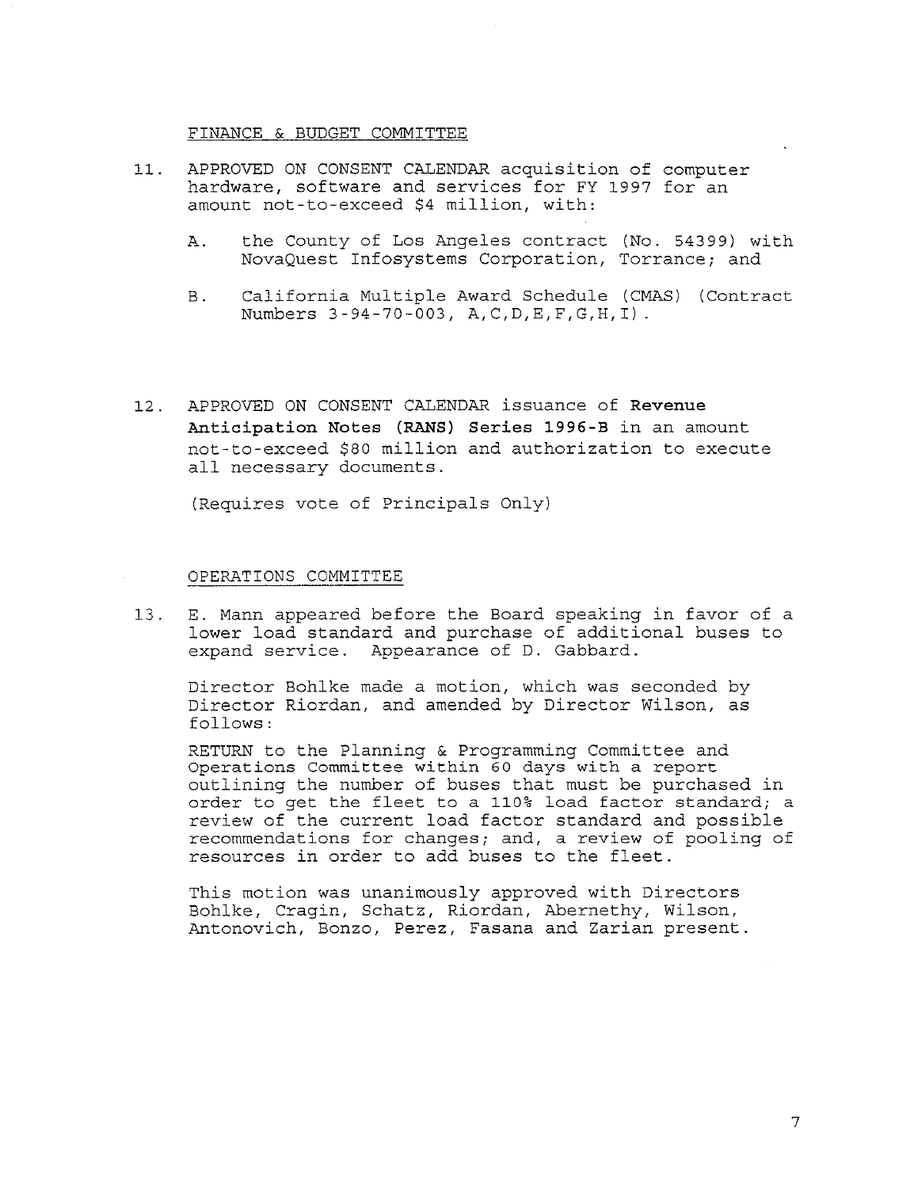FINANCE & BUDGET COMMITTEE

11. APPROVED ON CONSENT CALENDAR acquisition of computer hardware, software and services for FY 1997 for an amount not-to-exceed $4 million, with:

    A. the County of Los Angeles contract (No. 54399) with NovaQuest Infosystems Corporation, Torrance; and

    B. California Multiple Award Schedule (CMAS) (Contract Numbers 3-94-70-003, A,C,D,E,F,G,H,I).

12. APPROVED ON CONSENT CALENDAR issuance of **Revenue Anticipation Notes (RANS) Series 1996-B** in an amount not-to-exceed $80 million and authorization to execute all necessary documents.

    (Requires vote of Principals Only)

OPERATIONS COMMITTEE

13. E. Mann appeared before the Board speaking in favor of a lower load standard and purchase of additional buses to expand service. Appearance of D. Gabbard.

    Director Bohlke made a motion, which was seconded by Director Riordan, and amended by Director Wilson, as follows:

    RETURN to the Planning & Programming Committee and Operations Committee within 60 days with a report outlining the number of buses that must be purchased in order to get the fleet to a 110% load factor standard; a review of the current load factor standard and possible recommendations for changes; and, a review of pooling of resources in order to add buses to the fleet.

    This motion was unanimously approved with Directors Bohlke, Cragin, Schatz, Riordan, Abernethy, Wilson, Antonovich, Bonzo, Perez, Fasana and Zarian present.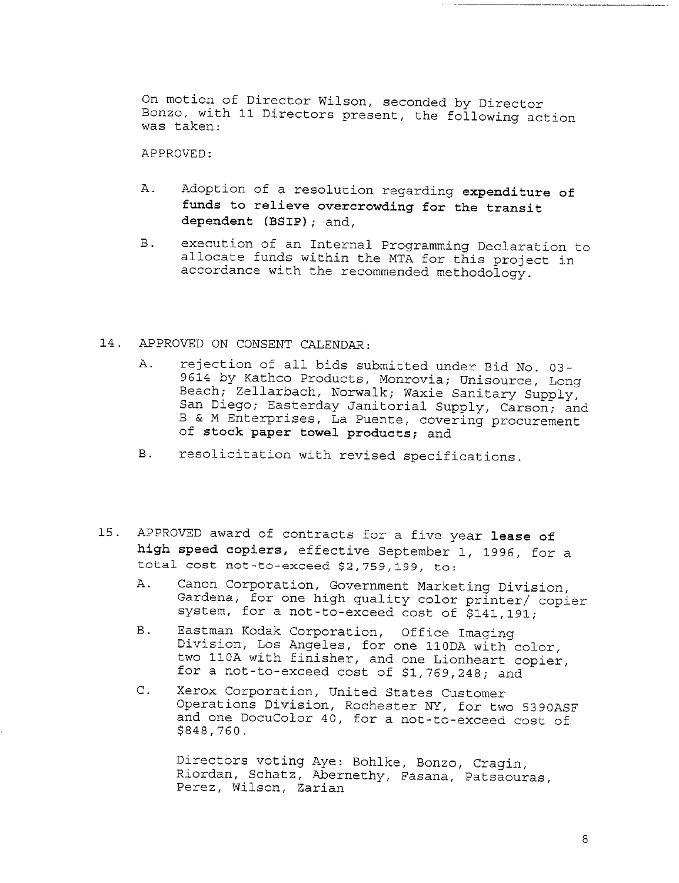On motion of Director Wilson, seconded by Director Bonzo, with 11 Directors present, the following action was taken:

APPROVED:

A. Adoption of a resolution regarding **expenditure of funds to relieve overcrowding for the transit dependent (BSIP)**; and,

B. execution of an Internal Programming Declaration to allocate funds within the MTA for this project in accordance with the recommended methodology.

14. APPROVED ON CONSENT CALENDAR:

    A. rejection of all bids submitted under Bid No. 03-9614 by Kathco Products, Monrovia; Unisource, Long Beach; Zellarbach, Norwalk; Waxie Sanitary Supply, San Diego; Easterday Janitorial Supply, Carson; and B & M Enterprises, La Puente, covering procurement of **stock paper towel products**; and

    B. resolicitation with revised specifications.

15. APPROVED award of contracts for a five year **lease of high speed copiers**, effective September 1, 1996, for a total cost not-to-exceed $2,759,199, to:

    A. Canon Corporation, Government Marketing Division, Gardena, for one high quality color printer/ copier system, for a not-to-exceed cost of $141,191;

    B. Eastman Kodak Corporation, Office Imaging Division, Los Angeles, for one 110DA with color, two 110A with finisher, and one Lionheart copier, for a not-to-exceed cost of $1,769,248; and

    C. Xerox Corporation, United States Customer Operations Division, Rochester NY, for two 5390ASF and one DocuColor 40, for a not-to-exceed cost of $848,760.

    Directors voting Aye: Bohlke, Bonzo, Cragin, Riordan, Schatz, Abernethy, Fasana, Patsaouras, Perez, Wilson, Zarian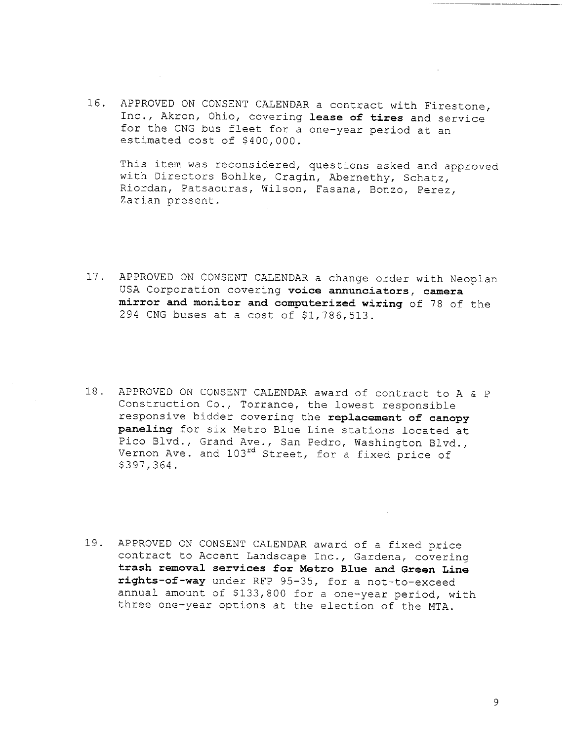16. APPROVED ON CONSENT CALENDAR a contract with Firestone, Inc., Akron, Ohio, covering **lease of tires** and service for the CNG bus fleet for a one-year period at an estimated cost of $400,000.

    This item was reconsidered, questions asked and approved with Directors Bohlke, Cragin, Abernethy, Schatz, Riordan, Patsaouras, Wilson, Fasana, Bonzo, Perez, Zarian present.

17. APPROVED ON CONSENT CALENDAR a change order with Neoplan USA Corporation covering **voice annunciators, camera mirror and monitor and computerized wiring** of 78 of the 294 CNG buses at a cost of $1,786,513.

18. APPROVED ON CONSENT CALENDAR award of contract to A & P Construction Co., Torrance, the lowest responsible responsive bidder covering the **replacement of canopy paneling** for six Metro Blue Line stations located at Pico Blvd., Grand Ave., San Pedro, Washington Blvd., Vernon Ave. and 103rd Street, for a fixed price of $397,364.

19. APPROVED ON CONSENT CALENDAR award of a fixed price contract to Accent Landscape Inc., Gardena, covering **trash removal services for Metro Blue and Green Line rights-of-way** under RFP 95-35, for a not-to-exceed annual amount of $133,800 for a one-year period, with three one-year options at the election of the MTA.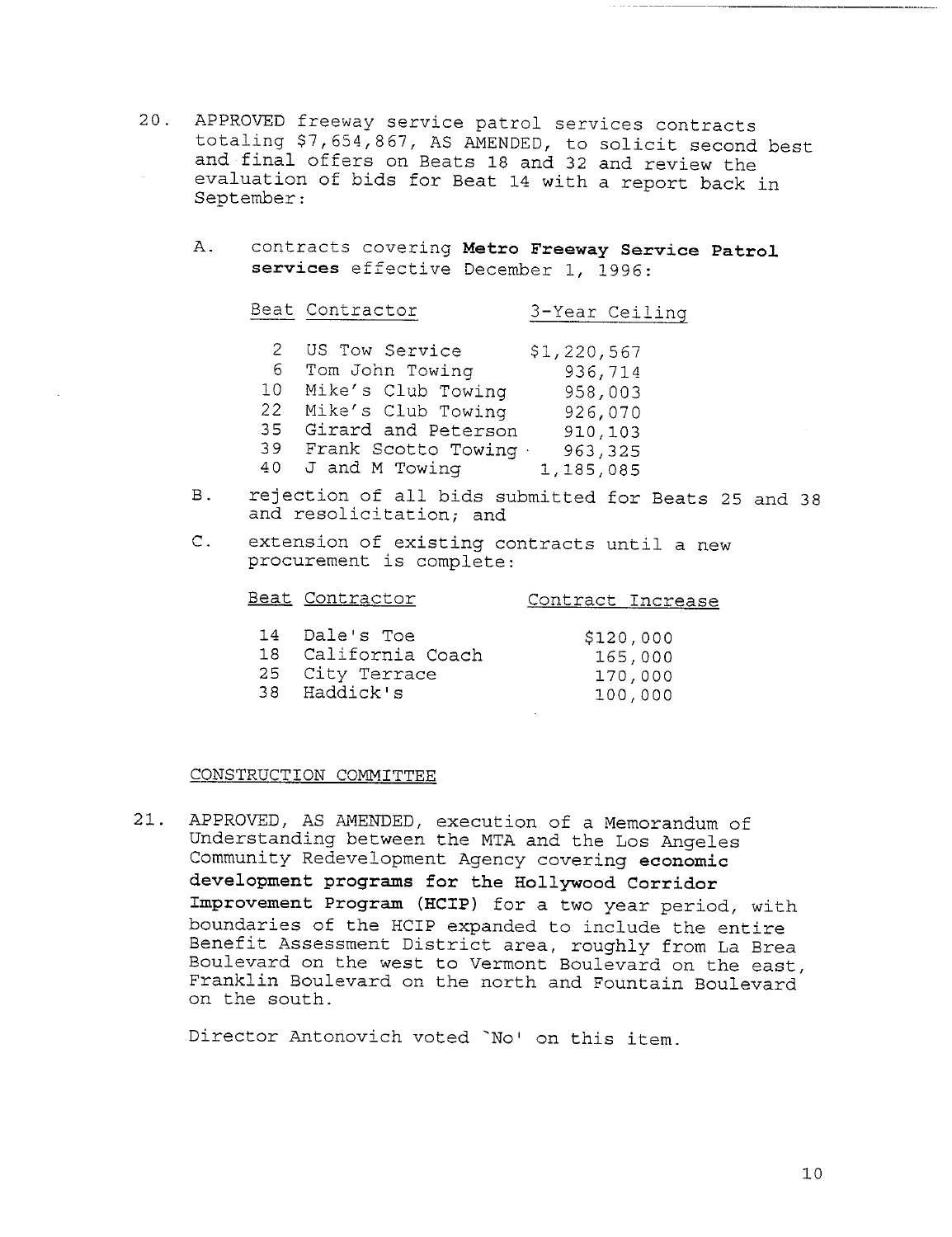20. APPROVED freeway service patrol services contracts totaling $7,654,867, AS AMENDED, to solicit second best and final offers on Beats 18 and 32 and review the evaluation of bids for Beat 14 with a report back in September:

    A. contracts covering **Metro Freeway Service Patrol services** effective December 1, 1996:

    | Beat | Contractor | 3-Year Ceiling |
    |---|---|---|
    | 2 | US Tow Service | $1,220,567 |
    | 6 | Tom John Towing | 936,714 |
    | 10 | Mike's Club Towing | 958,003 |
    | 22 | Mike's Club Towing | 926,070 |
    | 35 | Girard and Peterson | 910,103 |
    | 39 | Frank Scotto Towing | 963,325 |
    | 40 | J and M Towing | 1,185,085 |

    B. rejection of all bids submitted for Beats 25 and 38 and resolicitation; and

    C. extension of existing contracts until a new procurement is complete:

    | Beat | Contractor | Contract Increase |
    |---|---|---|
    | 14 | Dale's Toe | $120,000 |
    | 18 | California Coach | 165,000 |
    | 25 | City Terrace | 170,000 |
    | 38 | Haddick's | 100,000 |

CONSTRUCTION COMMITTEE

21. APPROVED, AS AMENDED, execution of a Memorandum of Understanding between the MTA and the Los Angeles Community Redevelopment Agency covering **economic development programs for the Hollywood Corridor Improvement Program (HCIP)** for a two year period, with boundaries of the HCIP expanded to include the entire Benefit Assessment District area, roughly from La Brea Boulevard on the west to Vermont Boulevard on the east, Franklin Boulevard on the north and Fountain Boulevard on the south.

    Director Antonovich voted `No' on this item.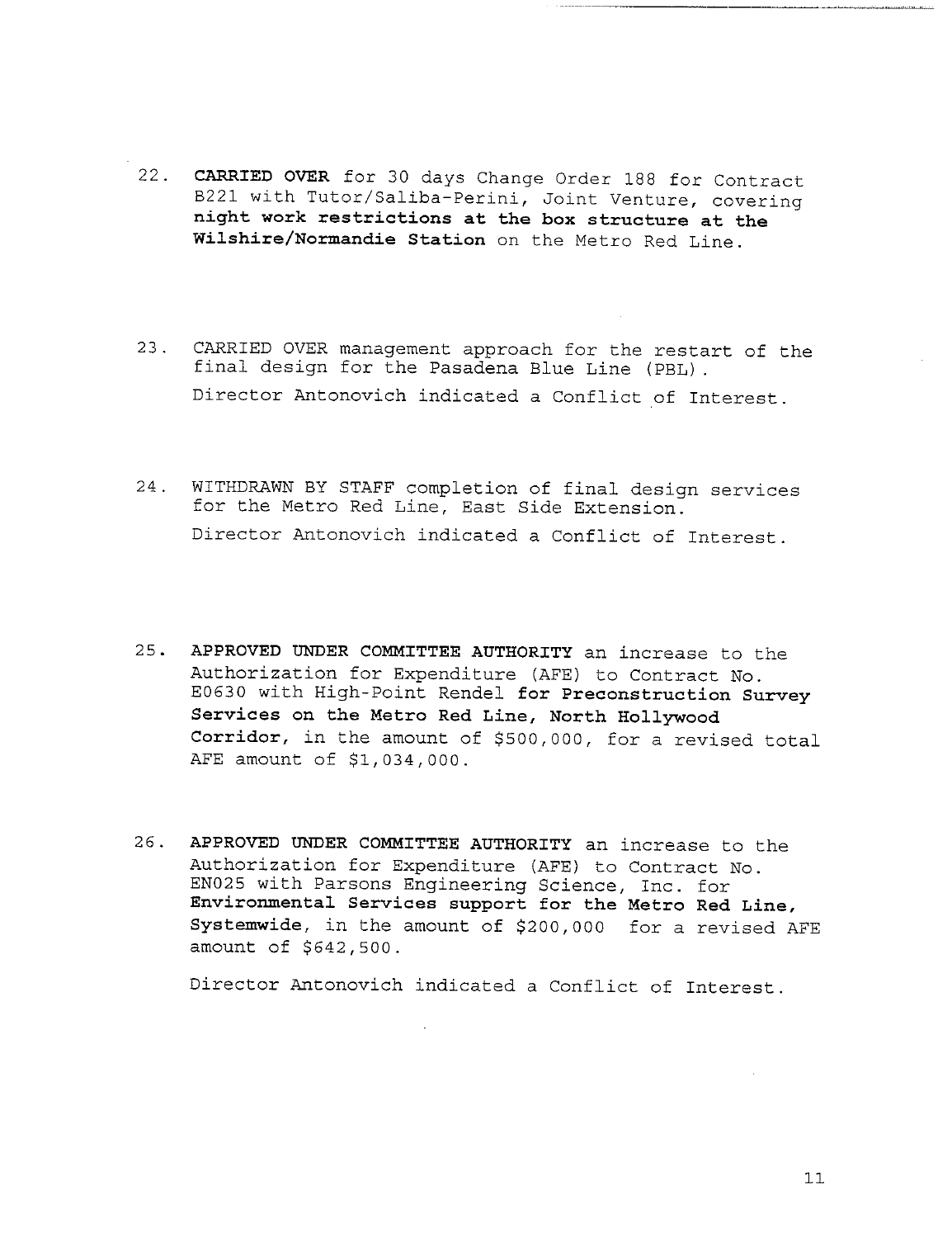22. **CARRIED OVER** for 30 days Change Order 188 for Contract B221 with Tutor/Saliba-Perini, Joint Venture, covering **night work restrictions at the box structure at the Wilshire/Normandie Station** on the Metro Red Line.

23. CARRIED OVER management approach for the restart of the final design for the Pasadena Blue Line (PBL).

    Director Antonovich indicated a Conflict of Interest.

24. WITHDRAWN BY STAFF completion of final design services for the Metro Red Line, East Side Extension.

    Director Antonovich indicated a Conflict of Interest.

25. **APPROVED UNDER COMMITTEE AUTHORITY** an increase to the Authorization for Expenditure (AFE) to Contract No. E0630 with High-Point Rendel **for Preconstruction Survey Services on the Metro Red Line, North Hollywood Corridor,** in the amount of $500,000, for a revised total AFE amount of $1,034,000.

26. **APPROVED UNDER COMMITTEE AUTHORITY** an increase to the Authorization for Expenditure (AFE) to Contract No. EN025 with Parsons Engineering Science, Inc. for **Environmental Services support for the Metro Red Line, Systemwide,** in the amount of $200,000 for a revised AFE amount of $642,500.

    Director Antonovich indicated a Conflict of Interest.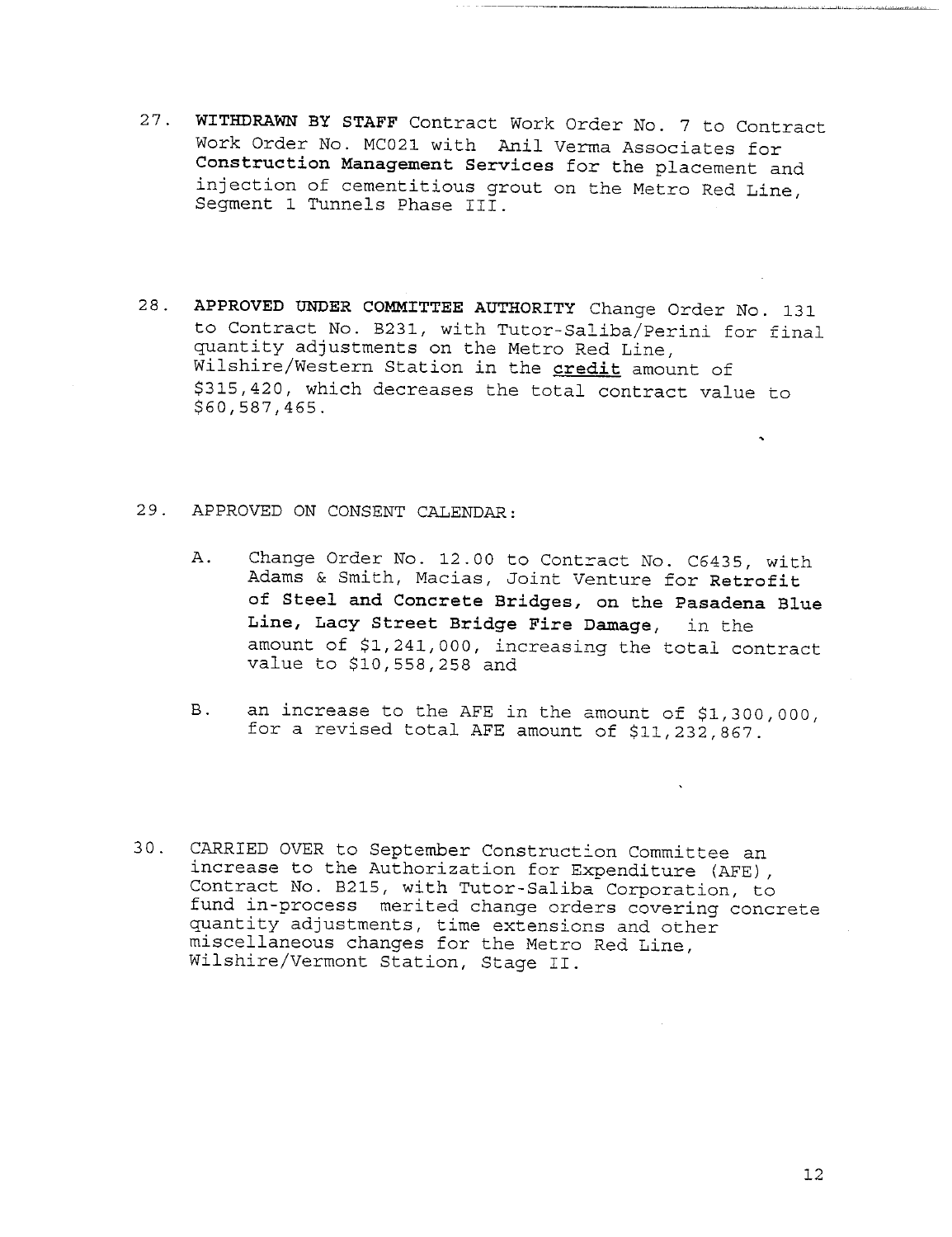27. **WITHDRAWN BY STAFF** Contract Work Order No. 7 to Contract Work Order No. MC021 with Anil Verma Associates for **Construction Management Services** for the placement and injection of cementitious grout on the Metro Red Line, Segment 1 Tunnels Phase III.

28. **APPROVED UNDER COMMITTEE AUTHORITY** Change Order No. 131 to Contract No. B231, with Tutor-Saliba/Perini for final quantity adjustments on the Metro Red Line, Wilshire/Western Station in the **credit** amount of $315,420, which decreases the total contract value to $60,587,465.

29. APPROVED ON CONSENT CALENDAR:

    A. Change Order No. 12.00 to Contract No. C6435, with Adams & Smith, Macias, Joint Venture for **Retrofit of Steel and Concrete Bridges, on the Pasadena Blue Line, Lacy Street Bridge Fire Damage,** in the amount of $1,241,000, increasing the total contract value to $10,558,258 and

    B. an increase to the AFE in the amount of $1,300,000, for a revised total AFE amount of $11,232,867.

30. CARRIED OVER to September Construction Committee an increase to the Authorization for Expenditure (AFE), Contract No. B215, with Tutor-Saliba Corporation, to fund in-process merited change orders covering concrete quantity adjustments, time extensions and other miscellaneous changes for the Metro Red Line, Wilshire/Vermont Station, Stage II.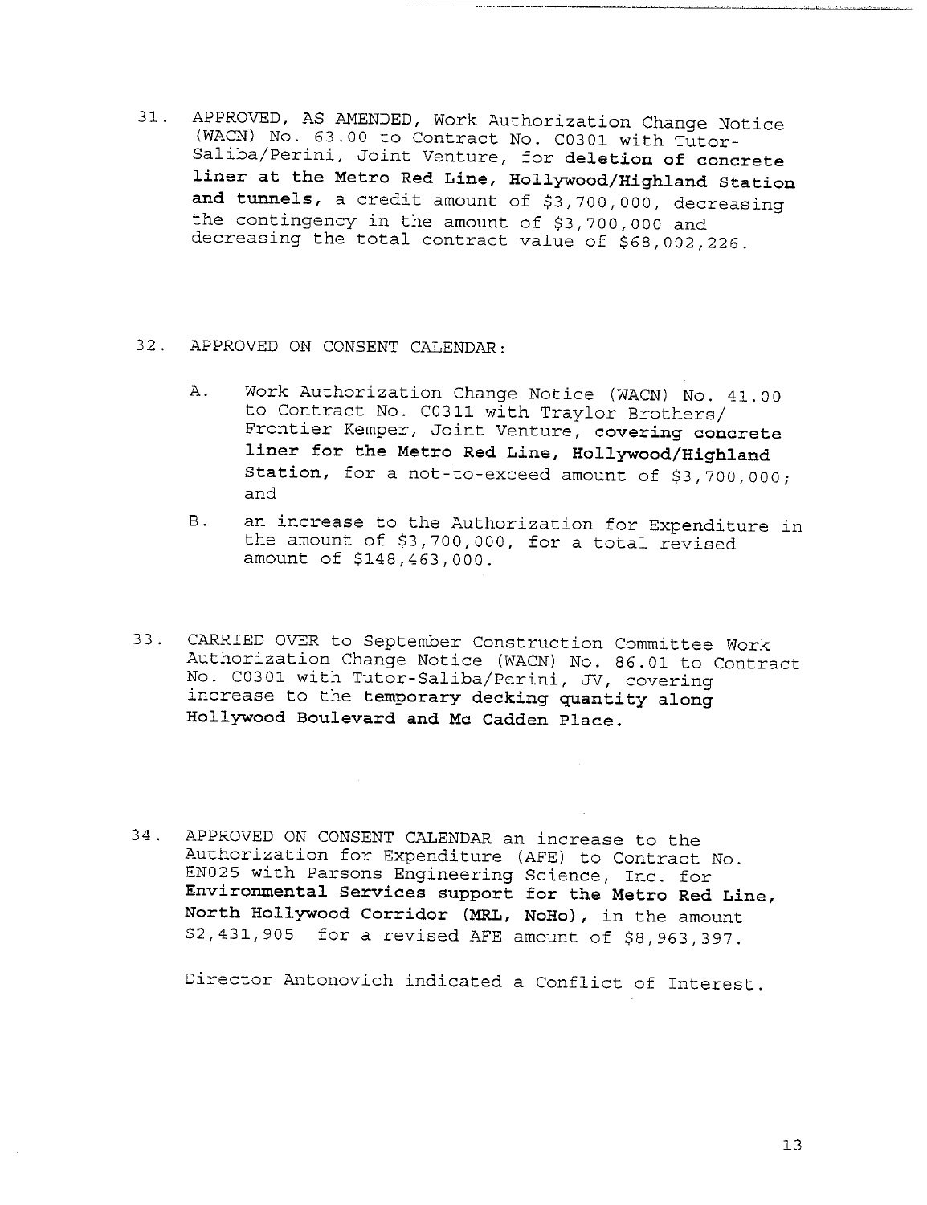31. APPROVED, AS AMENDED, Work Authorization Change Notice (WACN) No. 63.00 to Contract No. C0301 with Tutor-Saliba/Perini, Joint Venture, for **deletion of concrete liner at the Metro Red Line, Hollywood/Highland Station and tunnels**, a credit amount of $3,700,000, decreasing the contingency in the amount of $3,700,000 and decreasing the total contract value of $68,002,226.

32. APPROVED ON CONSENT CALENDAR:

    A. Work Authorization Change Notice (WACN) No. 41.00 to Contract No. C0311 with Traylor Brothers/ Frontier Kemper, Joint Venture, **covering concrete liner for the Metro Red Line, Hollywood/Highland Station**, for a not-to-exceed amount of $3,700,000; and

    B. an increase to the Authorization for Expenditure in the amount of $3,700,000, for a total revised amount of $148,463,000.

33. CARRIED OVER to September Construction Committee Work Authorization Change Notice (WACN) No. 86.01 to Contract No. C0301 with Tutor-Saliba/Perini, JV, covering increase to the **temporary decking quantity along Hollywood Boulevard and Mc Cadden Place.**

34. APPROVED ON CONSENT CALENDAR an increase to the Authorization for Expenditure (AFE) to Contract No. EN025 with Parsons Engineering Science, Inc. for **Environmental Services support for the Metro Red Line, North Hollywood Corridor (MRL, NoHo)**, in the amount $2,431,905 for a revised AFE amount of $8,963,397.

    Director Antonovich indicated a Conflict of Interest.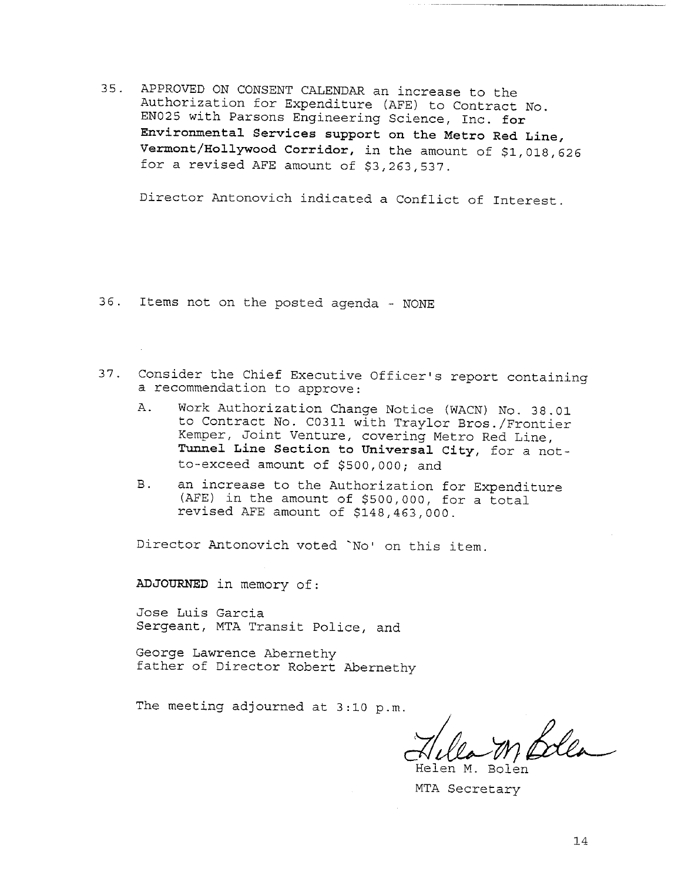35. APPROVED ON CONSENT CALENDAR an increase to the Authorization for Expenditure (AFE) to Contract No. EN025 with Parsons Engineering Science, Inc. **for Environmental Services support on the Metro Red Line, Vermont/Hollywood Corridor,** in the amount of $1,018,626 for a revised AFE amount of $3,263,537.

    Director Antonovich indicated a Conflict of Interest.

36. Items not on the posted agenda - NONE

37. Consider the Chief Executive Officer's report containing a recommendation to approve:

    A. Work Authorization Change Notice (WACN) No. 38.01 to Contract No. C0311 with Traylor Bros./Frontier Kemper, Joint Venture, covering Metro Red Line, **Tunnel Line Section to Universal City**, for a not-to-exceed amount of $500,000; and

    B. an increase to the Authorization for Expenditure (AFE) in the amount of $500,000, for a total revised AFE amount of $148,463,000.

    Director Antonovich voted `No' on this item.

**ADJOURNED** in memory of:

Jose Luis Garcia
Sergeant, MTA Transit Police, and

George Lawrence Abernethy
father of Director Robert Abernethy

The meeting adjourned at 3:10 p.m.

Helen M. Bolen
MTA Secretary